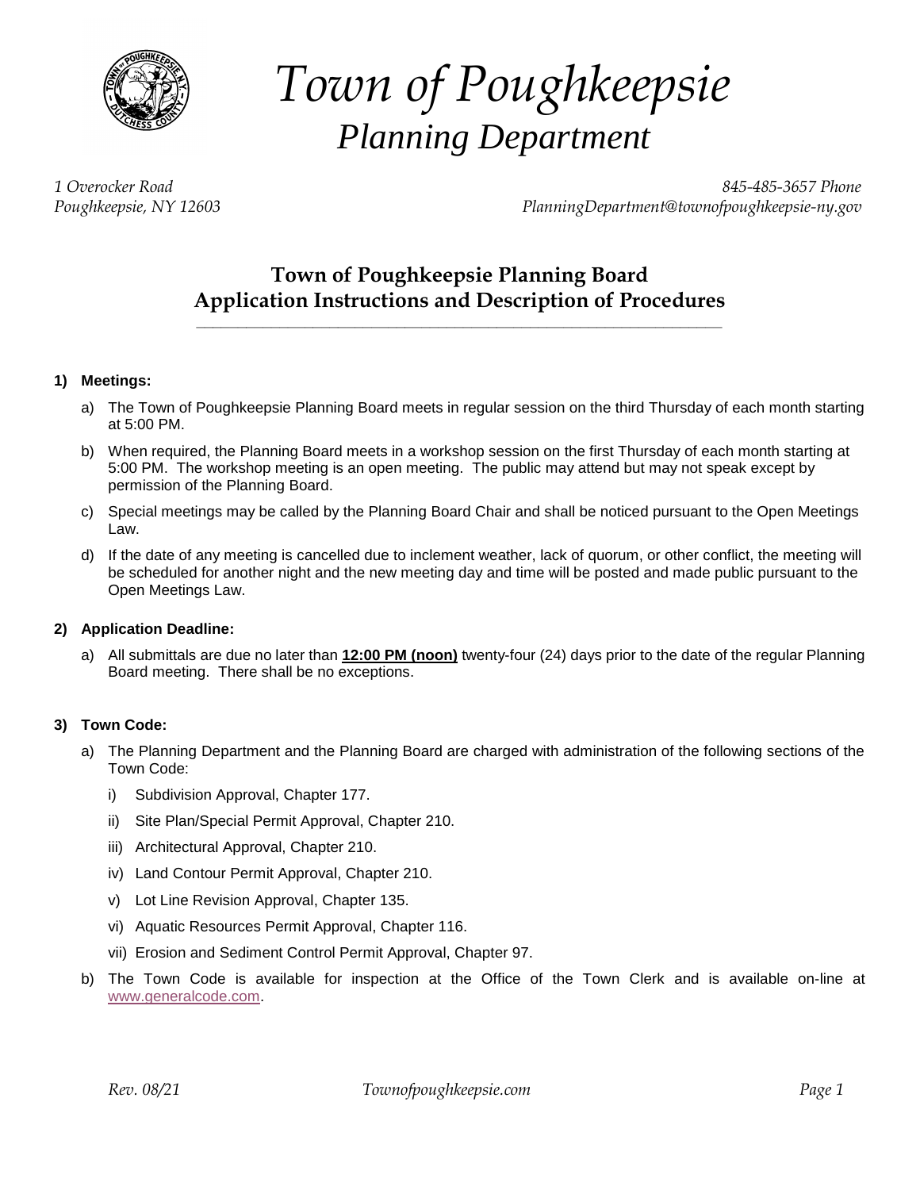# Town of Poughkeepsie
## Planning Department

*1 Overocker Road*
*Poughkeepsie, NY 12603*

*845-485-3657 Phone*
*PlanningDepartment@townofpoughkeepsie-ny.gov*

## Town of Poughkeepsie Planning Board
## Application Instructions and Description of Procedures

**1) Meetings:**

a) The Town of Poughkeepsie Planning Board meets in regular session on the third Thursday of each month starting at 5:00 PM.

b) When required, the Planning Board meets in a workshop session on the first Thursday of each month starting at 5:00 PM. The workshop meeting is an open meeting. The public may attend but may not speak except by permission of the Planning Board.

c) Special meetings may be called by the Planning Board Chair and shall be noticed pursuant to the Open Meetings Law.

d) If the date of any meeting is cancelled due to inclement weather, lack of quorum, or other conflict, the meeting will be scheduled for another night and the new meeting day and time will be posted and made public pursuant to the Open Meetings Law.

**2) Application Deadline:**

a) All submittals are due no later than **12:00 PM (noon)** twenty-four (24) days prior to the date of the regular Planning Board meeting. There shall be no exceptions.

**3) Town Code:**

a) The Planning Department and the Planning Board are charged with administration of the following sections of the Town Code:

   i) Subdivision Approval, Chapter 177.

   ii) Site Plan/Special Permit Approval, Chapter 210.

   iii) Architectural Approval, Chapter 210.

   iv) Land Contour Permit Approval, Chapter 210.

   v) Lot Line Revision Approval, Chapter 135.

   vi) Aquatic Resources Permit Approval, Chapter 116.

   vii) Erosion and Sediment Control Permit Approval, Chapter 97.

b) The Town Code is available for inspection at the Office of the Town Clerk and is available on-line at www.generalcode.com.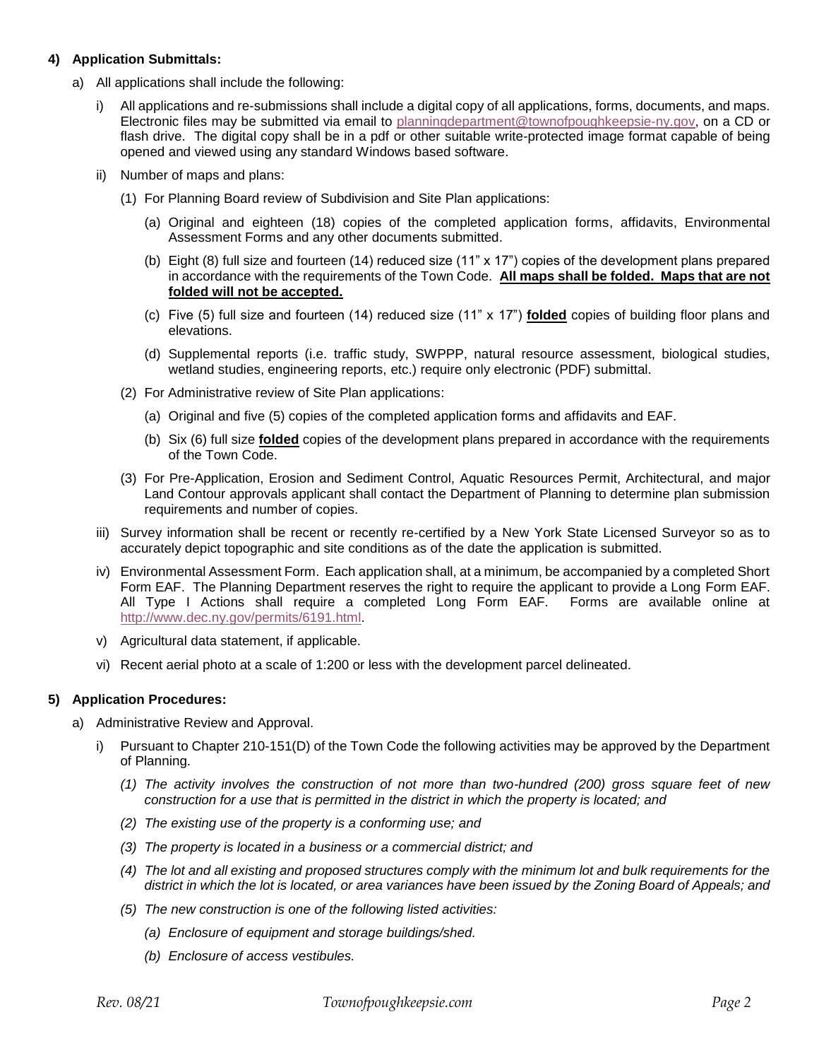**4) Application Submittals:**

a) All applications shall include the following:

i) All applications and re-submissions shall include a digital copy of all applications, forms, documents, and maps. Electronic files may be submitted via email to planningdepartment@townofpoughkeepsie-ny.gov, on a CD or flash drive. The digital copy shall be in a pdf or other suitable write-protected image format capable of being opened and viewed using any standard Windows based software.

ii) Number of maps and plans:

(1) For Planning Board review of Subdivision and Site Plan applications:

(a) Original and eighteen (18) copies of the completed application forms, affidavits, Environmental Assessment Forms and any other documents submitted.

(b) Eight (8) full size and fourteen (14) reduced size (11" x 17") copies of the development plans prepared in accordance with the requirements of the Town Code. **<u>All maps shall be folded. Maps that are not folded will not be accepted.</u>**

(c) Five (5) full size and fourteen (14) reduced size (11" x 17") **<u>folded</u>** copies of building floor plans and elevations.

(d) Supplemental reports (i.e. traffic study, SWPPP, natural resource assessment, biological studies, wetland studies, engineering reports, etc.) require only electronic (PDF) submittal.

(2) For Administrative review of Site Plan applications:

(a) Original and five (5) copies of the completed application forms and affidavits and EAF.

(b) Six (6) full size **<u>folded</u>** copies of the development plans prepared in accordance with the requirements of the Town Code.

(3) For Pre-Application, Erosion and Sediment Control, Aquatic Resources Permit, Architectural, and major Land Contour approvals applicant shall contact the Department of Planning to determine plan submission requirements and number of copies.

iii) Survey information shall be recent or recently re-certified by a New York State Licensed Surveyor so as to accurately depict topographic and site conditions as of the date the application is submitted.

iv) Environmental Assessment Form. Each application shall, at a minimum, be accompanied by a completed Short Form EAF. The Planning Department reserves the right to require the applicant to provide a Long Form EAF. All Type I Actions shall require a completed Long Form EAF. Forms are available online at http://www.dec.ny.gov/permits/6191.html.

v) Agricultural data statement, if applicable.

vi) Recent aerial photo at a scale of 1:200 or less with the development parcel delineated.

**5) Application Procedures:**

a) Administrative Review and Approval.

i) Pursuant to Chapter 210-151(D) of the Town Code the following activities may be approved by the Department of Planning.

*(1) The activity involves the construction of not more than two-hundred (200) gross square feet of new construction for a use that is permitted in the district in which the property is located; and*

*(2) The existing use of the property is a conforming use; and*

*(3) The property is located in a business or a commercial district; and*

*(4) The lot and all existing and proposed structures comply with the minimum lot and bulk requirements for the district in which the lot is located, or area variances have been issued by the Zoning Board of Appeals; and*

*(5) The new construction is one of the following listed activities:*

*(a) Enclosure of equipment and storage buildings/shed.*

*(b) Enclosure of access vestibules.*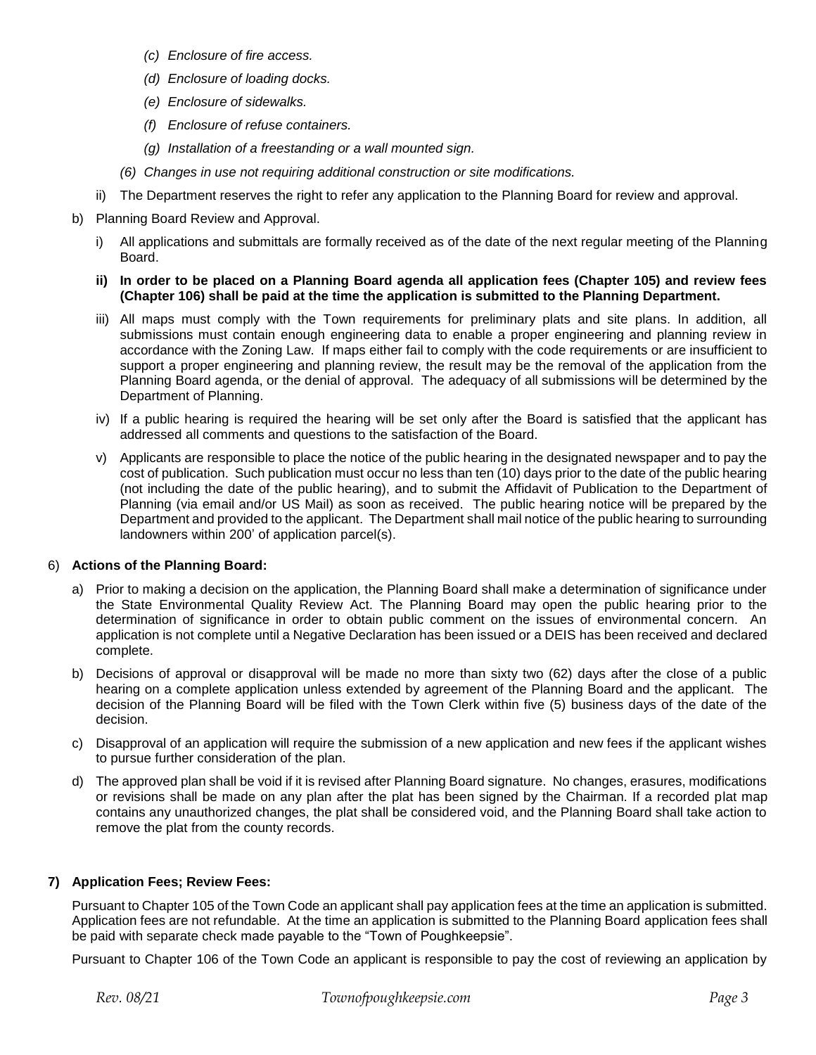*(c) Enclosure of fire access.*

*(d) Enclosure of loading docks.*

*(e) Enclosure of sidewalks.*

*(f) Enclosure of refuse containers.*

*(g) Installation of a freestanding or a wall mounted sign.*

*(6) Changes in use not requiring additional construction or site modifications.*

ii) The Department reserves the right to refer any application to the Planning Board for review and approval.

b) Planning Board Review and Approval.

i) All applications and submittals are formally received as of the date of the next regular meeting of the Planning Board.

**ii) In order to be placed on a Planning Board agenda all application fees (Chapter 105) and review fees (Chapter 106) shall be paid at the time the application is submitted to the Planning Department.**

iii) All maps must comply with the Town requirements for preliminary plats and site plans. In addition, all submissions must contain enough engineering data to enable a proper engineering and planning review in accordance with the Zoning Law. If maps either fail to comply with the code requirements or are insufficient to support a proper engineering and planning review, the result may be the removal of the application from the Planning Board agenda, or the denial of approval. The adequacy of all submissions will be determined by the Department of Planning.

iv) If a public hearing is required the hearing will be set only after the Board is satisfied that the applicant has addressed all comments and questions to the satisfaction of the Board.

v) Applicants are responsible to place the notice of the public hearing in the designated newspaper and to pay the cost of publication. Such publication must occur no less than ten (10) days prior to the date of the public hearing (not including the date of the public hearing), and to submit the Affidavit of Publication to the Department of Planning (via email and/or US Mail) as soon as received. The public hearing notice will be prepared by the Department and provided to the applicant. The Department shall mail notice of the public hearing to surrounding landowners within 200' of application parcel(s).

6) **Actions of the Planning Board:**

a) Prior to making a decision on the application, the Planning Board shall make a determination of significance under the State Environmental Quality Review Act. The Planning Board may open the public hearing prior to the determination of significance in order to obtain public comment on the issues of environmental concern. An application is not complete until a Negative Declaration has been issued or a DEIS has been received and declared complete.

b) Decisions of approval or disapproval will be made no more than sixty two (62) days after the close of a public hearing on a complete application unless extended by agreement of the Planning Board and the applicant. The decision of the Planning Board will be filed with the Town Clerk within five (5) business days of the date of the decision.

c) Disapproval of an application will require the submission of a new application and new fees if the applicant wishes to pursue further consideration of the plan.

d) The approved plan shall be void if it is revised after Planning Board signature. No changes, erasures, modifications or revisions shall be made on any plan after the plat has been signed by the Chairman. If a recorded plat map contains any unauthorized changes, the plat shall be considered void, and the Planning Board shall take action to remove the plat from the county records.

**7) Application Fees; Review Fees:**

Pursuant to Chapter 105 of the Town Code an applicant shall pay application fees at the time an application is submitted. Application fees are not refundable. At the time an application is submitted to the Planning Board application fees shall be paid with separate check made payable to the "Town of Poughkeepsie".

Pursuant to Chapter 106 of the Town Code an applicant is responsible to pay the cost of reviewing an application by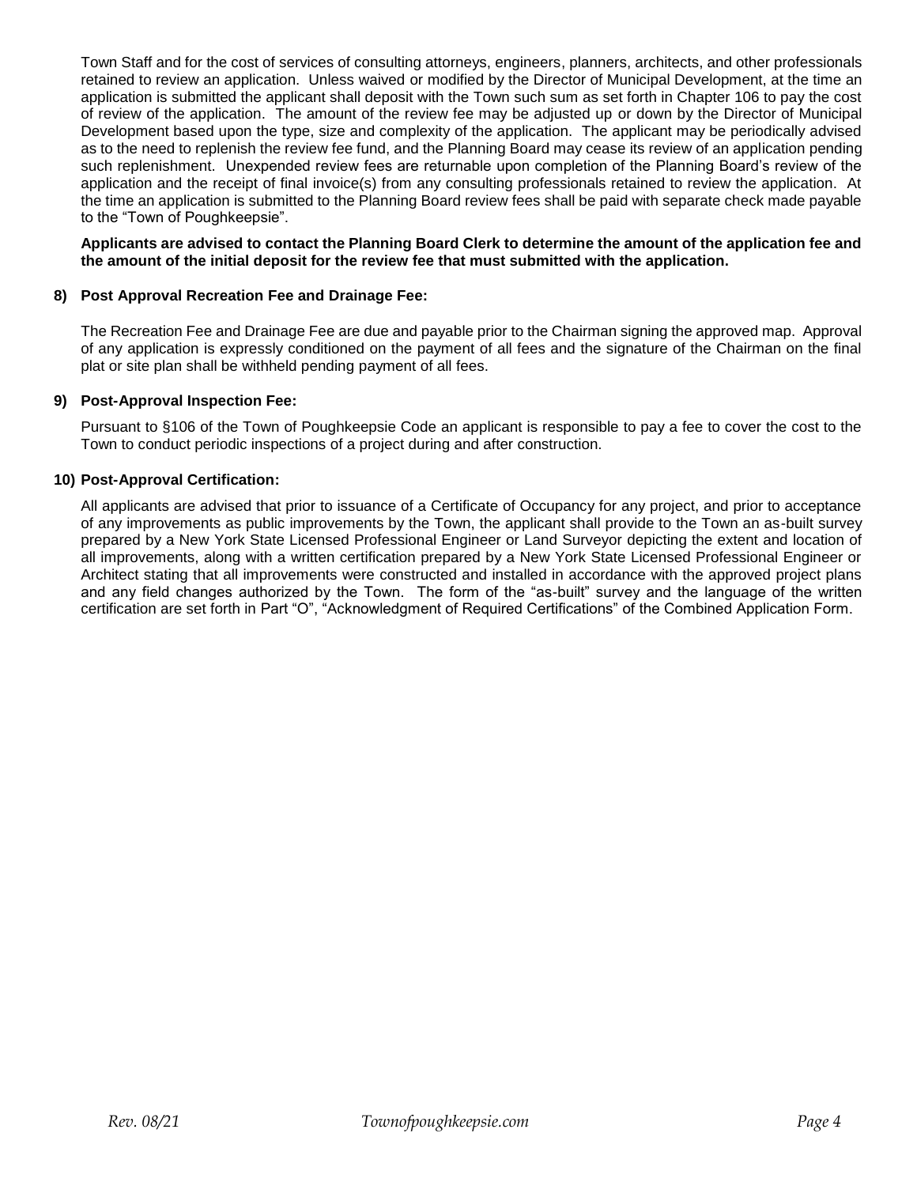Town Staff and for the cost of services of consulting attorneys, engineers, planners, architects, and other professionals retained to review an application. Unless waived or modified by the Director of Municipal Development, at the time an application is submitted the applicant shall deposit with the Town such sum as set forth in Chapter 106 to pay the cost of review of the application. The amount of the review fee may be adjusted up or down by the Director of Municipal Development based upon the type, size and complexity of the application. The applicant may be periodically advised as to the need to replenish the review fee fund, and the Planning Board may cease its review of an application pending such replenishment. Unexpended review fees are returnable upon completion of the Planning Board's review of the application and the receipt of final invoice(s) from any consulting professionals retained to review the application. At the time an application is submitted to the Planning Board review fees shall be paid with separate check made payable to the "Town of Poughkeepsie".

**Applicants are advised to contact the Planning Board Clerk to determine the amount of the application fee and the amount of the initial deposit for the review fee that must submitted with the application.**

**8) Post Approval Recreation Fee and Drainage Fee:**

The Recreation Fee and Drainage Fee are due and payable prior to the Chairman signing the approved map. Approval of any application is expressly conditioned on the payment of all fees and the signature of the Chairman on the final plat or site plan shall be withheld pending payment of all fees.

**9) Post-Approval Inspection Fee:**

Pursuant to §106 of the Town of Poughkeepsie Code an applicant is responsible to pay a fee to cover the cost to the Town to conduct periodic inspections of a project during and after construction.

**10) Post-Approval Certification:**

All applicants are advised that prior to issuance of a Certificate of Occupancy for any project, and prior to acceptance of any improvements as public improvements by the Town, the applicant shall provide to the Town an as-built survey prepared by a New York State Licensed Professional Engineer or Land Surveyor depicting the extent and location of all improvements, along with a written certification prepared by a New York State Licensed Professional Engineer or Architect stating that all improvements were constructed and installed in accordance with the approved project plans and any field changes authorized by the Town. The form of the "as-built" survey and the language of the written certification are set forth in Part "O", "Acknowledgment of Required Certifications" of the Combined Application Form.